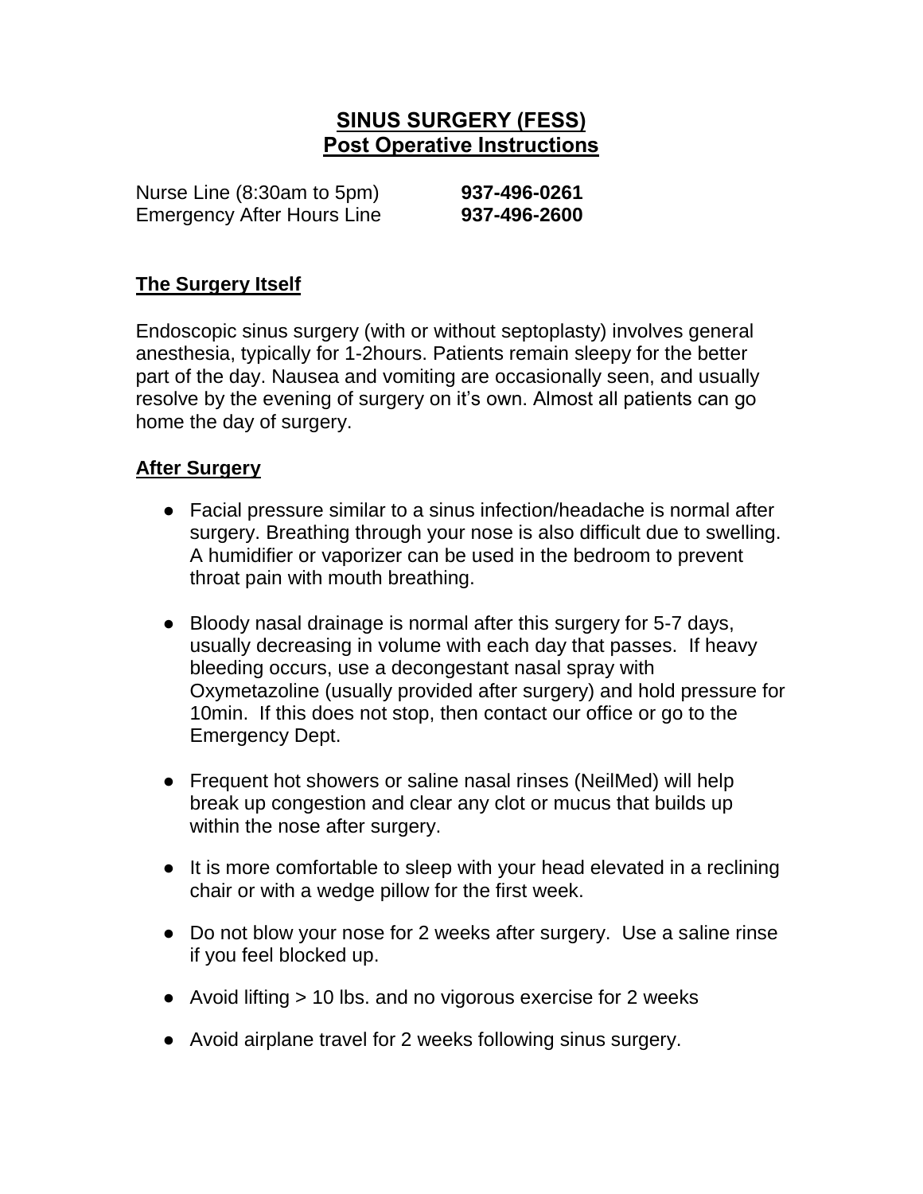# SINUS SURGERY (FESS)
## Post Operative Instructions

Nurse Line (8:30am to 5pm) **937-496-0261**
Emergency After Hours Line **937-496-2600**

### The Surgery Itself

Endoscopic sinus surgery (with or without septoplasty) involves general anesthesia, typically for 1-2hours. Patients remain sleepy for the better part of the day. Nausea and vomiting are occasionally seen, and usually resolve by the evening of surgery on it's own. Almost all patients can go home the day of surgery.

### After Surgery

- Facial pressure similar to a sinus infection/headache is normal after surgery. Breathing through your nose is also difficult due to swelling. A humidifier or vaporizer can be used in the bedroom to prevent throat pain with mouth breathing.
- Bloody nasal drainage is normal after this surgery for 5-7 days, usually decreasing in volume with each day that passes. If heavy bleeding occurs, use a decongestant nasal spray with Oxymetazoline (usually provided after surgery) and hold pressure for 10min. If this does not stop, then contact our office or go to the Emergency Dept.
- Frequent hot showers or saline nasal rinses (NeilMed) will help break up congestion and clear any clot or mucus that builds up within the nose after surgery.
- It is more comfortable to sleep with your head elevated in a reclining chair or with a wedge pillow for the first week.
- Do not blow your nose for 2 weeks after surgery. Use a saline rinse if you feel blocked up.
- Avoid lifting > 10 lbs. and no vigorous exercise for 2 weeks
- Avoid airplane travel for 2 weeks following sinus surgery.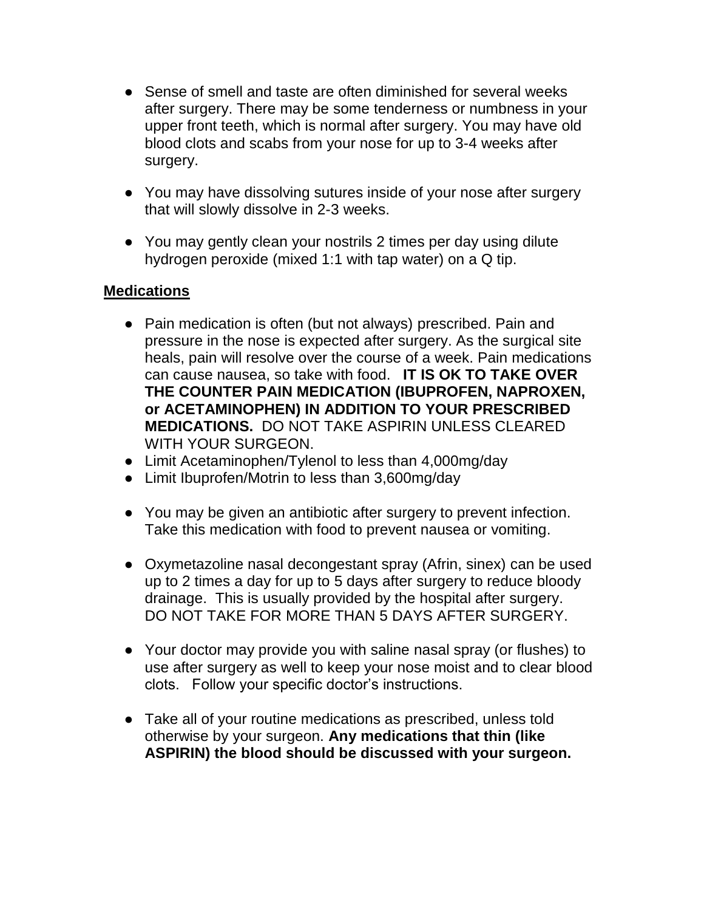- Sense of smell and taste are often diminished for several weeks after surgery. There may be some tenderness or numbness in your upper front teeth, which is normal after surgery. You may have old blood clots and scabs from your nose for up to 3-4 weeks after surgery.

- You may have dissolving sutures inside of your nose after surgery that will slowly dissolve in 2-3 weeks.

- You may gently clean your nostrils 2 times per day using dilute hydrogen peroxide (mixed 1:1 with tap water) on a Q tip.

## Medications

- Pain medication is often (but not always) prescribed. Pain and pressure in the nose is expected after surgery. As the surgical site heals, pain will resolve over the course of a week. Pain medications can cause nausea, so take with food. **IT IS OK TO TAKE OVER THE COUNTER PAIN MEDICATION (IBUPROFEN, NAPROXEN, or ACETAMINOPHEN) IN ADDITION TO YOUR PRESCRIBED MEDICATIONS.** DO NOT TAKE ASPIRIN UNLESS CLEARED WITH YOUR SURGEON.
- Limit Acetaminophen/Tylenol to less than 4,000mg/day
- Limit Ibuprofen/Motrin to less than 3,600mg/day

- You may be given an antibiotic after surgery to prevent infection. Take this medication with food to prevent nausea or vomiting.

- Oxymetazoline nasal decongestant spray (Afrin, sinex) can be used up to 2 times a day for up to 5 days after surgery to reduce bloody drainage. This is usually provided by the hospital after surgery. DO NOT TAKE FOR MORE THAN 5 DAYS AFTER SURGERY.

- Your doctor may provide you with saline nasal spray (or flushes) to use after surgery as well to keep your nose moist and to clear blood clots. Follow your specific doctor's instructions.

- Take all of your routine medications as prescribed, unless told otherwise by your surgeon. **Any medications that thin (like ASPIRIN) the blood should be discussed with your surgeon.**